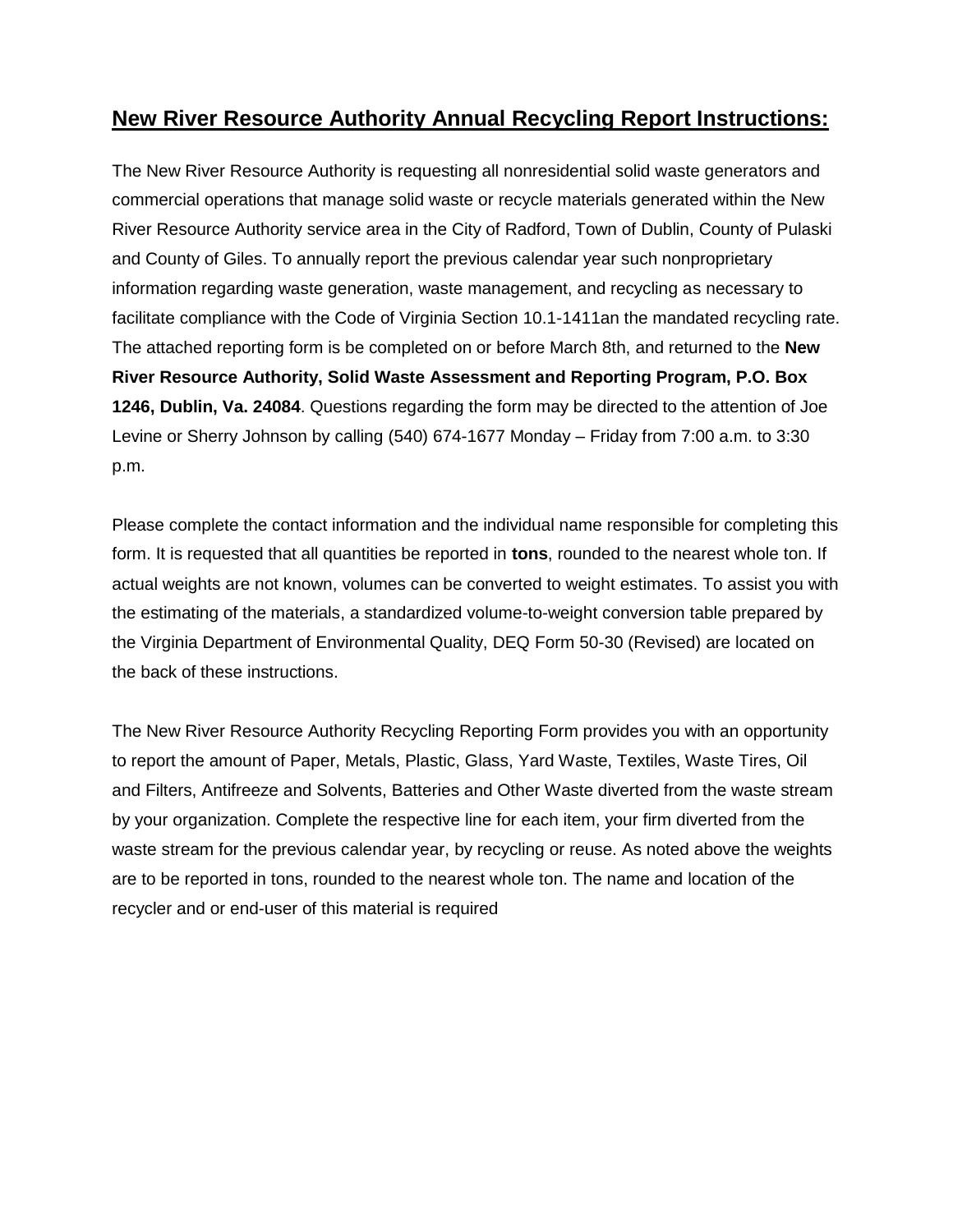## **New River Resource Authority Annual Recycling Report Instructions:**

The New River Resource Authority is requesting all nonresidential solid waste generators and commercial operations that manage solid waste or recycle materials generated within the New River Resource Authority service area in the City of Radford, Town of Dublin, County of Pulaski and County of Giles. To annually report the previous calendar year such nonproprietary information regarding waste generation, waste management, and recycling as necessary to facilitate compliance with the Code of Virginia Section 10.1-1411an the mandated recycling rate. The attached reporting form is be completed on or before March 8th, and returned to the **New River Resource Authority, Solid Waste Assessment and Reporting Program, P.O. Box 1246, Dublin, Va. 24084**. Questions regarding the form may be directed to the attention of Joe Levine or Sherry Johnson by calling (540) 674-1677 Monday – Friday from 7:00 a.m. to 3:30 p.m.

Please complete the contact information and the individual name responsible for completing this form. It is requested that all quantities be reported in **tons**, rounded to the nearest whole ton. If actual weights are not known, volumes can be converted to weight estimates. To assist you with the estimating of the materials, a standardized volume-to-weight conversion table prepared by the Virginia Department of Environmental Quality, DEQ Form 50-30 (Revised) are located on the back of these instructions.

The New River Resource Authority Recycling Reporting Form provides you with an opportunity to report the amount of Paper, Metals, Plastic, Glass, Yard Waste, Textiles, Waste Tires, Oil and Filters, Antifreeze and Solvents, Batteries and Other Waste diverted from the waste stream by your organization. Complete the respective line for each item, your firm diverted from the waste stream for the previous calendar year, by recycling or reuse. As noted above the weights are to be reported in tons, rounded to the nearest whole ton. The name and location of the recycler and or end-user of this material is required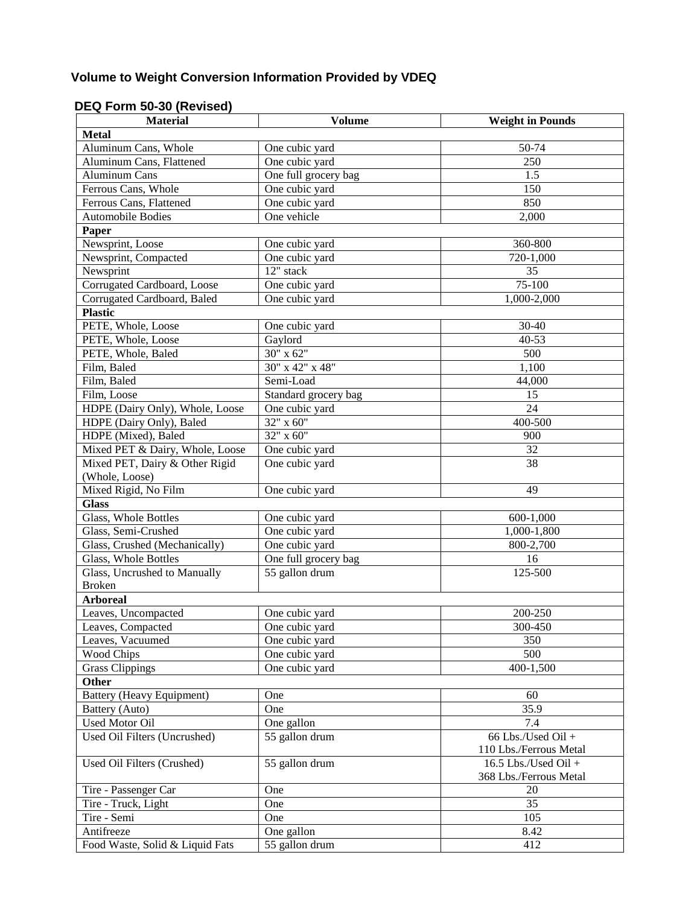## Volume to Weight Conversion Information Provided by VDEQ

### DEQ Form 50-30 (Revised)

| Material | Volume | Weight in Pounds |
|---|---|---|
| **Metal** | | |
| Aluminum Cans, Whole | One cubic yard | 50-74 |
| Aluminum Cans, Flattened | One cubic yard | 250 |
| Aluminum Cans | One full grocery bag | 1.5 |
| Ferrous Cans, Whole | One cubic yard | 150 |
| Ferrous Cans, Flattened | One cubic yard | 850 |
| Automobile Bodies | One vehicle | 2,000 |
| **Paper** | | |
| Newsprint, Loose | One cubic yard | 360-800 |
| Newsprint, Compacted | One cubic yard | 720-1,000 |
| Newsprint | 12" stack | 35 |
| Corrugated Cardboard, Loose | One cubic yard | 75-100 |
| Corrugated Cardboard, Baled | One cubic yard | 1,000-2,000 |
| **Plastic** | | |
| PETE, Whole, Loose | One cubic yard | 30-40 |
| PETE, Whole, Loose | Gaylord | 40-53 |
| PETE, Whole, Baled | 30" x 62" | 500 |
| Film, Baled | 30" x 42" x 48" | 1,100 |
| Film, Baled | Semi-Load | 44,000 |
| Film, Loose | Standard grocery bag | 15 |
| HDPE (Dairy Only), Whole, Loose | One cubic yard | 24 |
| HDPE (Dairy Only), Baled | 32" x 60" | 400-500 |
| HDPE (Mixed), Baled | 32" x 60" | 900 |
| Mixed PET & Dairy, Whole, Loose | One cubic yard | 32 |
| Mixed PET, Dairy & Other Rigid (Whole, Loose) | One cubic yard | 38 |
| Mixed Rigid, No Film | One cubic yard | 49 |
| **Glass** | | |
| Glass, Whole Bottles | One cubic yard | 600-1,000 |
| Glass, Semi-Crushed | One cubic yard | 1,000-1,800 |
| Glass, Crushed (Mechanically) | One cubic yard | 800-2,700 |
| Glass, Whole Bottles | One full grocery bag | 16 |
| Glass, Uncrushed to Manually Broken | 55 gallon drum | 125-500 |
| **Arboreal** | | |
| Leaves, Uncompacted | One cubic yard | 200-250 |
| Leaves, Compacted | One cubic yard | 300-450 |
| Leaves, Vacuumed | One cubic yard | 350 |
| Wood Chips | One cubic yard | 500 |
| Grass Clippings | One cubic yard | 400-1,500 |
| **Other** | | |
| Battery (Heavy Equipment) | One | 60 |
| Battery (Auto) | One | 35.9 |
| Used Motor Oil | One gallon | 7.4 |
| Used Oil Filters (Uncrushed) | 55 gallon drum | 66 Lbs./Used Oil + 110 Lbs./Ferrous Metal |
| Used Oil Filters (Crushed) | 55 gallon drum | 16.5 Lbs./Used Oil + 368 Lbs./Ferrous Metal |
| Tire - Passenger Car | One | 20 |
| Tire - Truck, Light | One | 35 |
| Tire - Semi | One | 105 |
| Antifreeze | One gallon | 8.42 |
| Food Waste, Solid & Liquid Fats | 55 gallon drum | 412 |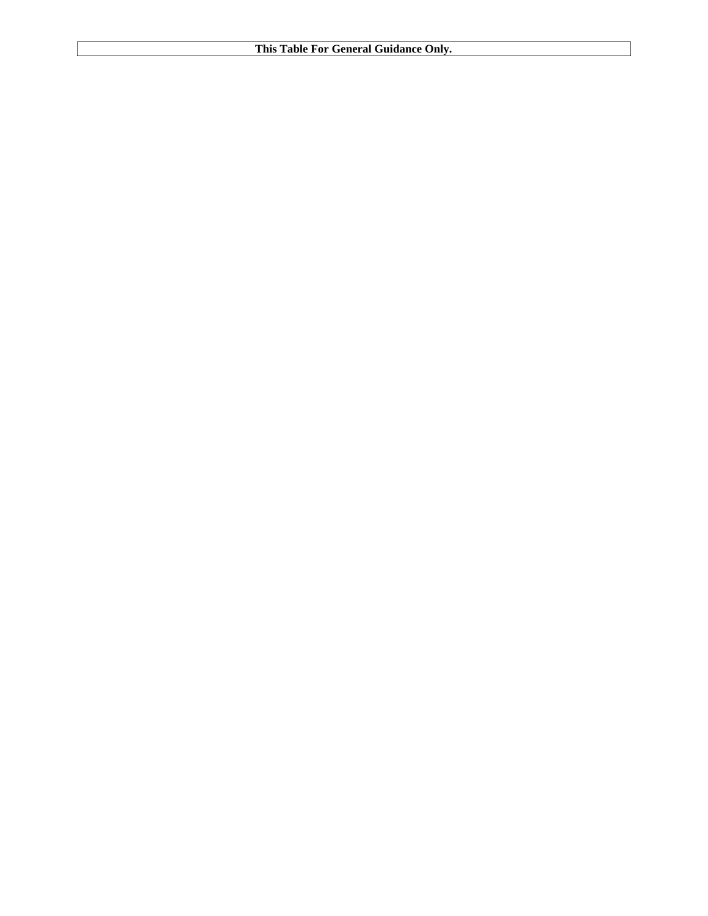**This Table For General Guidance Only.**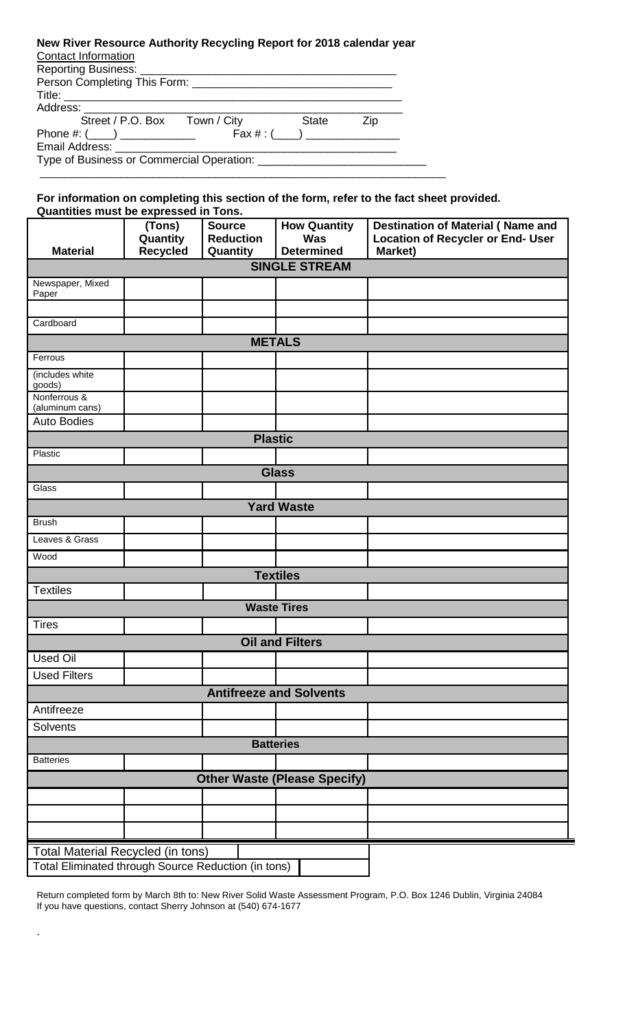**New River Resource Authority Recycling Report for 2018 calendar year**

Contact Information

Reporting Business: ________________________________________

Person Completing This Form: ________________________________

Title: ________________________________________________________

Address: ______________________________________________________

Street / P.O. Box     Town / City     State     Zip

Phone #: (____) ____________     Fax # : (____) ______________

Email Address: ________________________________________________

Type of Business or Commercial Operation: __________________________

________________________________________________________________

**For information on completing this section of the form, refer to the fact sheet provided. Quantities must be expressed in Tons.**

| Material | (Tons) Quantity Recycled | Source Reduction Quantity | How Quantity Was Determined | Destination of Material ( Name and Location of Recycler or End- User Market) |
|---|---|---|---|---|
| **SINGLE STREAM** | | | | |
| Newspaper, Mixed Paper | | | | |
| | | | | |
| Cardboard | | | | |
| **METALS** | | | | |
| Ferrous | | | | |
| (includes white goods) | | | | |
| Nonferrous & (aluminum cans) | | | | |
| Auto Bodies | | | | |
| **Plastic** | | | | |
| Plastic | | | | |
| **Glass** | | | | |
| Glass | | | | |
| **Yard Waste** | | | | |
| Brush | | | | |
| Leaves & Grass | | | | |
| Wood | | | | |
| **Textiles** | | | | |
| Textiles | | | | |
| **Waste Tires** | | | | |
| Tires | | | | |
| **Oil and Filters** | | | | |
| Used Oil | | | | |
| Used Filters | | | | |
| **Antifreeze and Solvents** | | | | |
| Antifreeze | | | | |
| Solvents | | | | |
| **Batteries** | | | | |
| Batteries | | | | |
| **Other Waste (Please Specify)** | | | | |
| | | | | |
| | | | | |
| | | | | |

| Total Material Recycled (in tons) | |
|---|---|
| Total Eliminated through Source Reduction (in tons) | |

Return completed form by March 8th to: New River Solid Waste Assessment Program, P.O. Box 1246 Dublin, Virginia 24084
If you have questions, contact Sherry Johnson at (540) 674-1677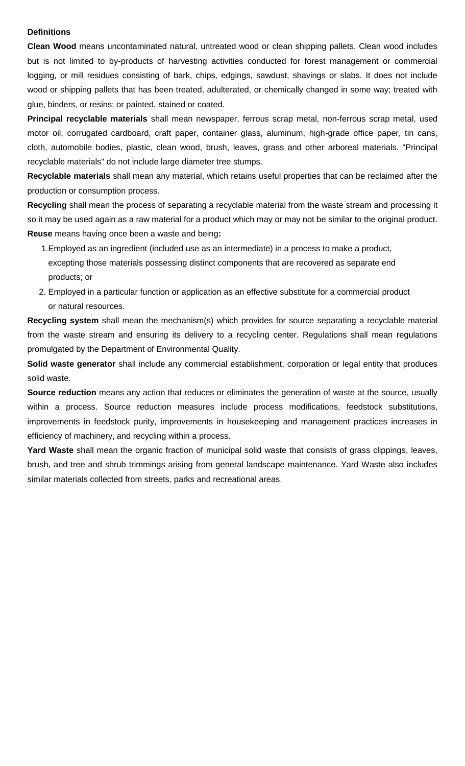**Definitions**

**Clean Wood** means uncontaminated natural, untreated wood or clean shipping pallets. Clean wood includes but is not limited to by-products of harvesting activities conducted for forest management or commercial logging, or mill residues consisting of bark, chips, edgings, sawdust, shavings or slabs. It does not include wood or shipping pallets that has been treated, adulterated, or chemically changed in some way; treated with glue, binders, or resins; or painted, stained or coated.

**Principal recyclable materials** shall mean newspaper, ferrous scrap metal, non-ferrous scrap metal, used motor oil, corrugated cardboard, craft paper, container glass, aluminum, high-grade office paper, tin cans, cloth, automobile bodies, plastic, clean wood, brush, leaves, grass and other arboreal materials. "Principal recyclable materials" do not include large diameter tree stumps.

**Recyclable materials** shall mean any material, which retains useful properties that can be reclaimed after the production or consumption process.

**Recycling** shall mean the process of separating a recyclable material from the waste stream and processing it so it may be used again as a raw material for a product which may or may not be similar to the original product.

**Reuse** means having once been a waste and being**:**

1. Employed as an ingredient (included use as an intermediate) in a process to make a product, excepting those materials possessing distinct components that are recovered as separate end products; or
2. Employed in a particular function or application as an effective substitute for a commercial product or natural resources.

**Recycling system** shall mean the mechanism(s) which provides for source separating a recyclable material from the waste stream and ensuring its delivery to a recycling center. Regulations shall mean regulations promulgated by the Department of Environmental Quality.

**Solid waste generator** shall include any commercial establishment, corporation or legal entity that produces solid waste.

**Source reduction** means any action that reduces or eliminates the generation of waste at the source, usually within a process. Source reduction measures include process modifications, feedstock substitutions, improvements in feedstock purity, improvements in housekeeping and management practices increases in efficiency of machinery, and recycling within a process.

**Yard Waste** shall mean the organic fraction of municipal solid waste that consists of grass clippings, leaves, brush, and tree and shrub trimmings arising from general landscape maintenance. Yard Waste also includes similar materials collected from streets, parks and recreational areas.